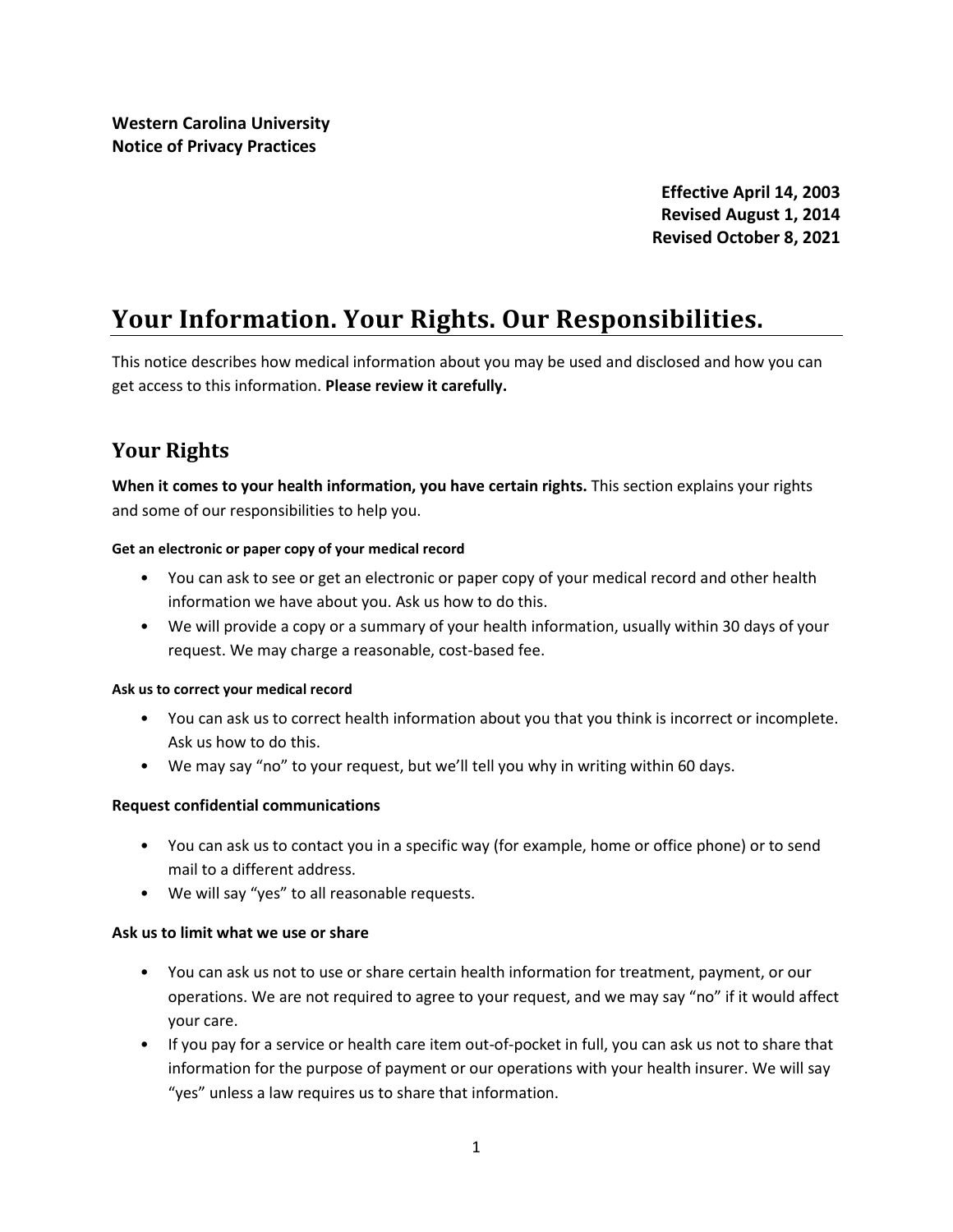**Western Carolina University**
**Notice of Privacy Practices**

**Effective April 14, 2003**
**Revised August 1, 2014**
**Revised October 8, 2021**

# Your Information. Your Rights. Our Responsibilities.

This notice describes how medical information about you may be used and disclosed and how you can get access to this information. **Please review it carefully.**

## Your Rights

**When it comes to your health information, you have certain rights.** This section explains your rights and some of our responsibilities to help you.

#### Get an electronic or paper copy of your medical record

- You can ask to see or get an electronic or paper copy of your medical record and other health information we have about you. Ask us how to do this.
- We will provide a copy or a summary of your health information, usually within 30 days of your request. We may charge a reasonable, cost-based fee.

#### Ask us to correct your medical record

- You can ask us to correct health information about you that you think is incorrect or incomplete. Ask us how to do this.
- We may say "no" to your request, but we'll tell you why in writing within 60 days.

#### Request confidential communications

- You can ask us to contact you in a specific way (for example, home or office phone) or to send mail to a different address.
- We will say "yes" to all reasonable requests.

#### Ask us to limit what we use or share

- You can ask us not to use or share certain health information for treatment, payment, or our operations. We are not required to agree to your request, and we may say "no" if it would affect your care.
- If you pay for a service or health care item out-of-pocket in full, you can ask us not to share that information for the purpose of payment or our operations with your health insurer. We will say "yes" unless a law requires us to share that information.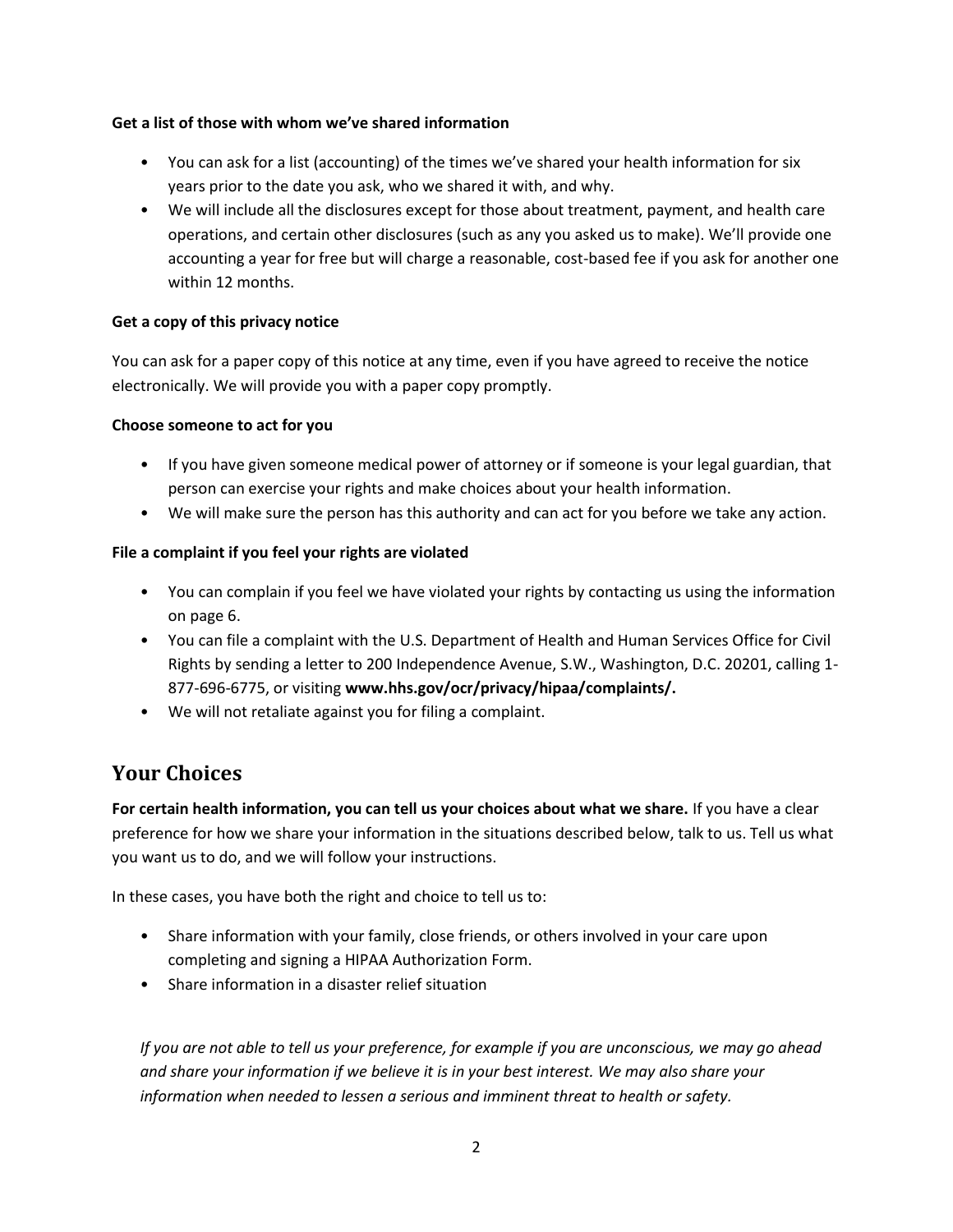**Get a list of those with whom we've shared information**

- You can ask for a list (accounting) of the times we've shared your health information for six years prior to the date you ask, who we shared it with, and why.
- We will include all the disclosures except for those about treatment, payment, and health care operations, and certain other disclosures (such as any you asked us to make). We'll provide one accounting a year for free but will charge a reasonable, cost-based fee if you ask for another one within 12 months.

**Get a copy of this privacy notice**

You can ask for a paper copy of this notice at any time, even if you have agreed to receive the notice electronically. We will provide you with a paper copy promptly.

**Choose someone to act for you**

- If you have given someone medical power of attorney or if someone is your legal guardian, that person can exercise your rights and make choices about your health information.
- We will make sure the person has this authority and can act for you before we take any action.

**File a complaint if you feel your rights are violated**

- You can complain if you feel we have violated your rights by contacting us using the information on page 6.
- You can file a complaint with the U.S. Department of Health and Human Services Office for Civil Rights by sending a letter to 200 Independence Avenue, S.W., Washington, D.C. 20201, calling 1-877-696-6775, or visiting **www.hhs.gov/ocr/privacy/hipaa/complaints/.**
- We will not retaliate against you for filing a complaint.

## Your Choices

**For certain health information, you can tell us your choices about what we share.** If you have a clear preference for how we share your information in the situations described below, talk to us. Tell us what you want us to do, and we will follow your instructions.

In these cases, you have both the right and choice to tell us to:

- Share information with your family, close friends, or others involved in your care upon completing and signing a HIPAA Authorization Form.
- Share information in a disaster relief situation

*If you are not able to tell us your preference, for example if you are unconscious, we may go ahead and share your information if we believe it is in your best interest. We may also share your information when needed to lessen a serious and imminent threat to health or safety.*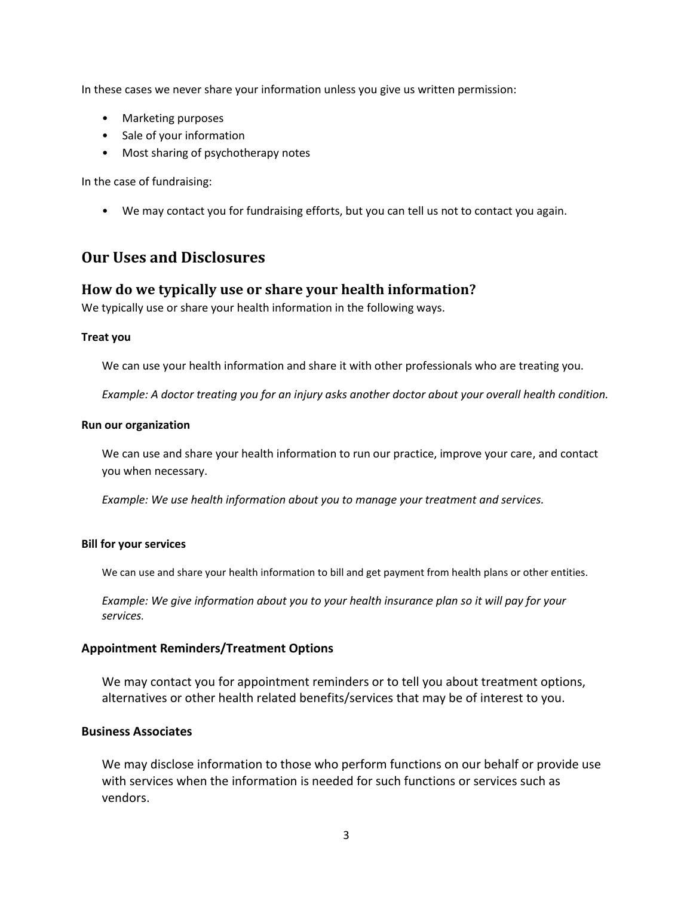In these cases we never share your information unless you give us written permission:

- Marketing purposes
- Sale of your information
- Most sharing of psychotherapy notes

In the case of fundraising:

- We may contact you for fundraising efforts, but you can tell us not to contact you again.

## Our Uses and Disclosures

### How do we typically use or share your health information?

We typically use or share your health information in the following ways.

#### Treat you

We can use your health information and share it with other professionals who are treating you.

*Example: A doctor treating you for an injury asks another doctor about your overall health condition.*

#### Run our organization

We can use and share your health information to run our practice, improve your care, and contact you when necessary.

*Example: We use health information about you to manage your treatment and services.*

#### Bill for your services

We can use and share your health information to bill and get payment from health plans or other entities.

*Example: We give information about you to your health insurance plan so it will pay for your services.*

#### Appointment Reminders/Treatment Options

We may contact you for appointment reminders or to tell you about treatment options, alternatives or other health related benefits/services that may be of interest to you.

#### Business Associates

We may disclose information to those who perform functions on our behalf or provide use with services when the information is needed for such functions or services such as vendors.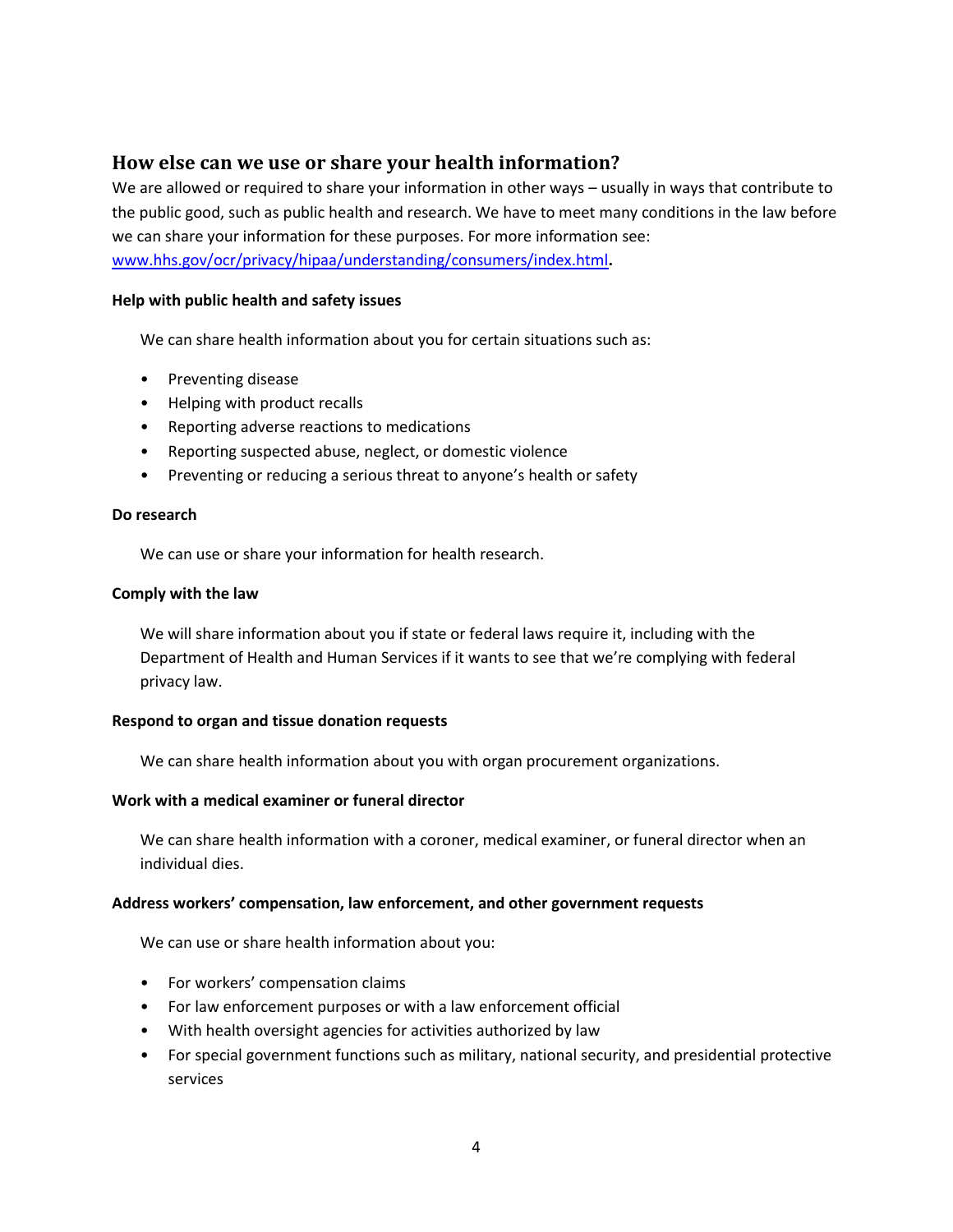## How else can we use or share your health information?

We are allowed or required to share your information in other ways – usually in ways that contribute to the public good, such as public health and research. We have to meet many conditions in the law before we can share your information for these purposes. For more information see: [www.hhs.gov/ocr/privacy/hipaa/understanding/consumers/index.html](http://www.hhs.gov/ocr/privacy/hipaa/understanding/consumers/index.html).

**Help with public health and safety issues**

We can share health information about you for certain situations such as:

- Preventing disease
- Helping with product recalls
- Reporting adverse reactions to medications
- Reporting suspected abuse, neglect, or domestic violence
- Preventing or reducing a serious threat to anyone's health or safety

**Do research**

We can use or share your information for health research.

**Comply with the law**

We will share information about you if state or federal laws require it, including with the Department of Health and Human Services if it wants to see that we're complying with federal privacy law.

**Respond to organ and tissue donation requests**

We can share health information about you with organ procurement organizations.

**Work with a medical examiner or funeral director**

We can share health information with a coroner, medical examiner, or funeral director when an individual dies.

**Address workers' compensation, law enforcement, and other government requests**

We can use or share health information about you:

- For workers' compensation claims
- For law enforcement purposes or with a law enforcement official
- With health oversight agencies for activities authorized by law
- For special government functions such as military, national security, and presidential protective services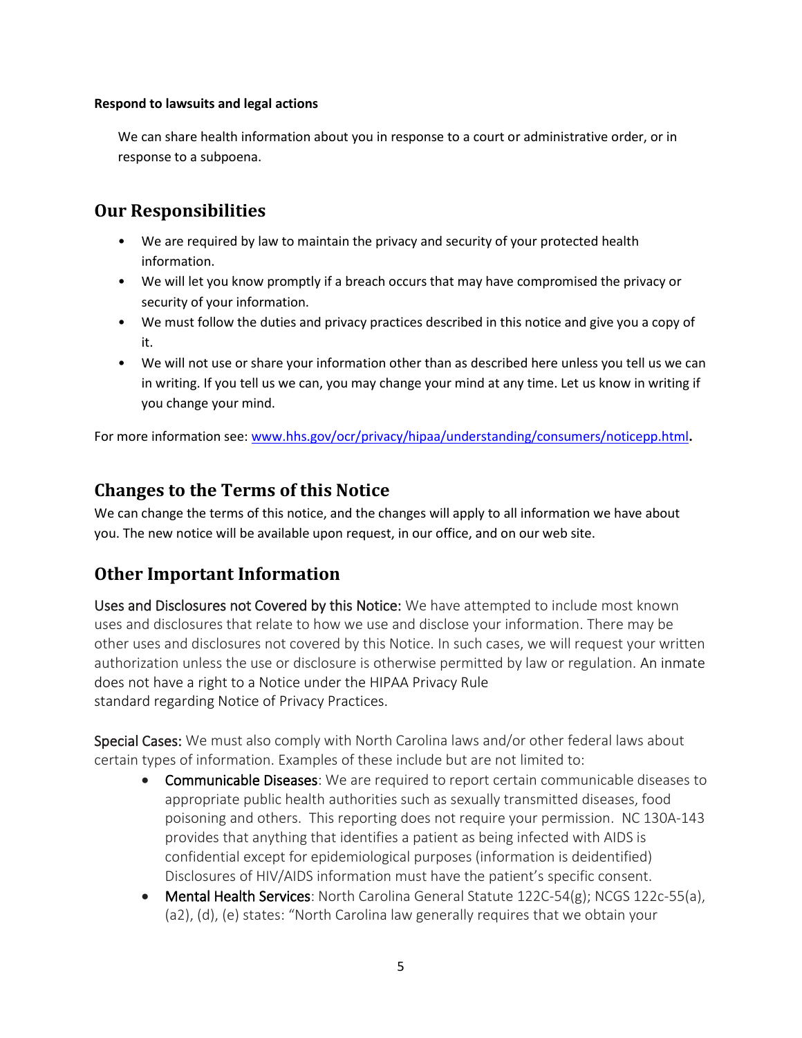**Respond to lawsuits and legal actions**

We can share health information about you in response to a court or administrative order, or in response to a subpoena.

## Our Responsibilities

- We are required by law to maintain the privacy and security of your protected health information.
- We will let you know promptly if a breach occurs that may have compromised the privacy or security of your information.
- We must follow the duties and privacy practices described in this notice and give you a copy of it.
- We will not use or share your information other than as described here unless you tell us we can in writing. If you tell us we can, you may change your mind at any time. Let us know in writing if you change your mind.

For more information see: [www.hhs.gov/ocr/privacy/hipaa/understanding/consumers/noticepp.html](http://www.hhs.gov/ocr/privacy/hipaa/understanding/consumers/noticepp.html).

## Changes to the Terms of this Notice

We can change the terms of this notice, and the changes will apply to all information we have about you. The new notice will be available upon request, in our office, and on our web site.

## Other Important Information

Uses and Disclosures not Covered by this Notice: We have attempted to include most known uses and disclosures that relate to how we use and disclose your information. There may be other uses and disclosures not covered by this Notice. In such cases, we will request your written authorization unless the use or disclosure is otherwise permitted by law or regulation. An inmate does not have a right to a Notice under the HIPAA Privacy Rule standard regarding Notice of Privacy Practices.

Special Cases: We must also comply with North Carolina laws and/or other federal laws about certain types of information. Examples of these include but are not limited to:

- Communicable Diseases: We are required to report certain communicable diseases to appropriate public health authorities such as sexually transmitted diseases, food poisoning and others. This reporting does not require your permission. NC 130A-143 provides that anything that identifies a patient as being infected with AIDS is confidential except for epidemiological purposes (information is deidentified) Disclosures of HIV/AIDS information must have the patient's specific consent.
- Mental Health Services: North Carolina General Statute 122C-54(g); NCGS 122c-55(a), (a2), (d), (e) states: "North Carolina law generally requires that we obtain your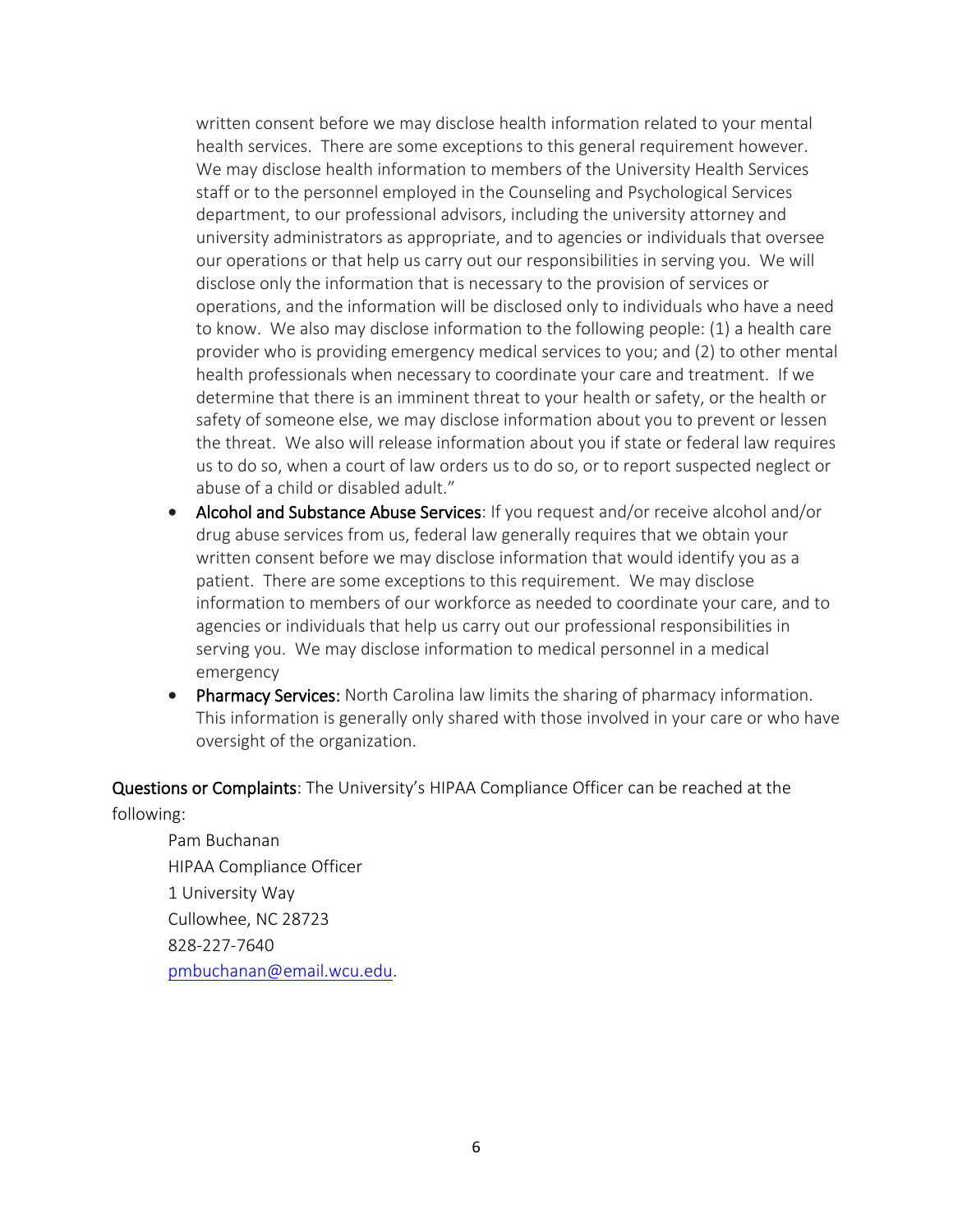written consent before we may disclose health information related to your mental health services. There are some exceptions to this general requirement however. We may disclose health information to members of the University Health Services staff or to the personnel employed in the Counseling and Psychological Services department, to our professional advisors, including the university attorney and university administrators as appropriate, and to agencies or individuals that oversee our operations or that help us carry out our responsibilities in serving you. We will disclose only the information that is necessary to the provision of services or operations, and the information will be disclosed only to individuals who have a need to know. We also may disclose information to the following people: (1) a health care provider who is providing emergency medical services to you; and (2) to other mental health professionals when necessary to coordinate your care and treatment. If we determine that there is an imminent threat to your health or safety, or the health or safety of someone else, we may disclose information about you to prevent or lessen the threat. We also will release information about you if state or federal law requires us to do so, when a court of law orders us to do so, or to report suspected neglect or abuse of a child or disabled adult."

- **Alcohol and Substance Abuse Services**: If you request and/or receive alcohol and/or drug abuse services from us, federal law generally requires that we obtain your written consent before we may disclose information that would identify you as a patient. There are some exceptions to this requirement. We may disclose information to members of our workforce as needed to coordinate your care, and to agencies or individuals that help us carry out our professional responsibilities in serving you. We may disclose information to medical personnel in a medical emergency
- **Pharmacy Services:** North Carolina law limits the sharing of pharmacy information. This information is generally only shared with those involved in your care or who have oversight of the organization.

**Questions or Complaints**: The University's HIPAA Compliance Officer can be reached at the following:

Pam Buchanan  
HIPAA Compliance Officer  
1 University Way  
Cullowhee, NC 28723  
828-227-7640  
pmbuchanan@email.wcu.edu.